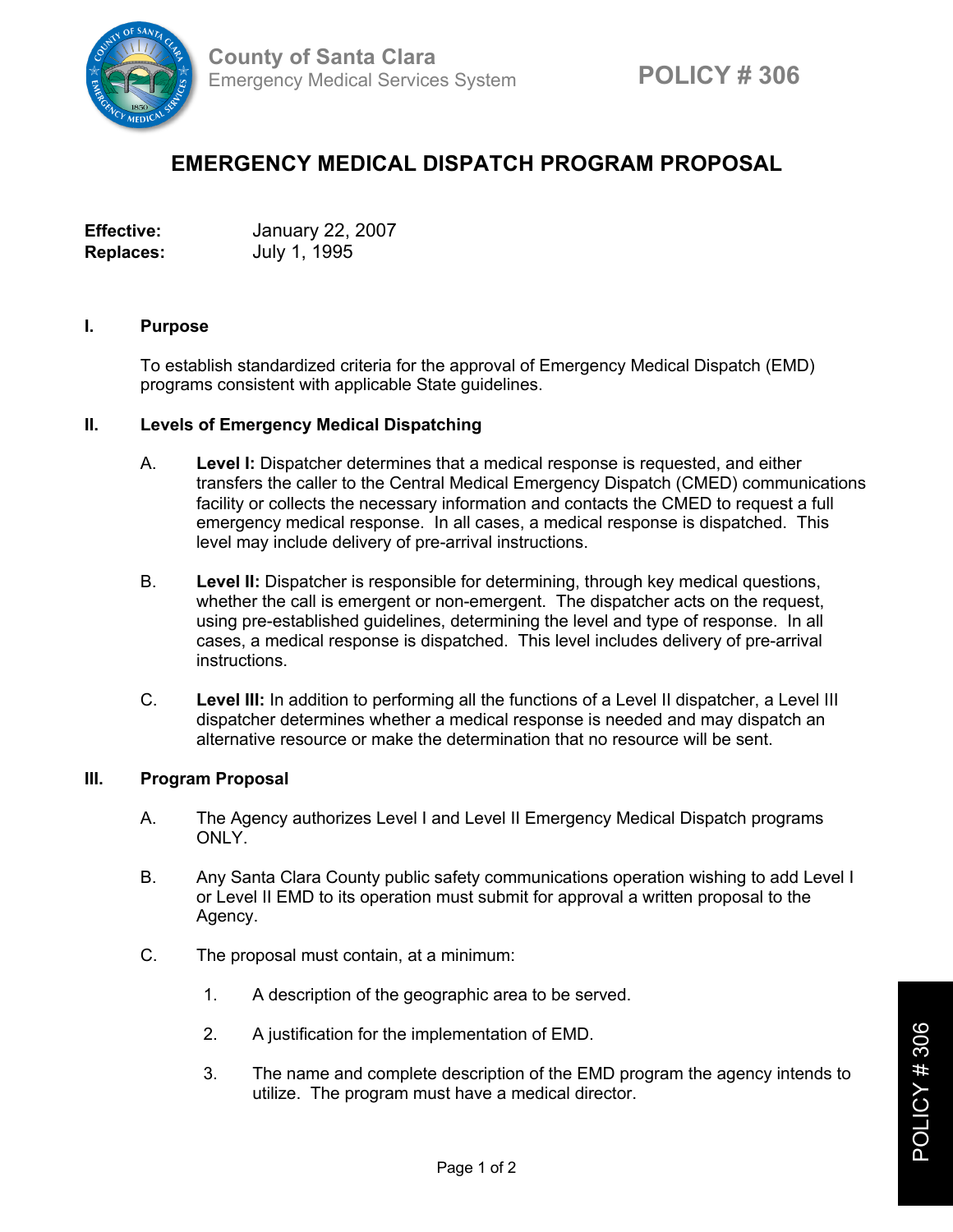County of Santa Clara
Emergency Medical Services System

POLICY # 306

# EMERGENCY MEDICAL DISPATCH PROGRAM PROPOSAL

**Effective:** January 22, 2007
**Replaces:** July 1, 1995

## I. Purpose

To establish standardized criteria for the approval of Emergency Medical Dispatch (EMD) programs consistent with applicable State guidelines.

## II. Levels of Emergency Medical Dispatching

A. **Level I:** Dispatcher determines that a medical response is requested, and either transfers the caller to the Central Medical Emergency Dispatch (CMED) communications facility or collects the necessary information and contacts the CMED to request a full emergency medical response. In all cases, a medical response is dispatched. This level may include delivery of pre-arrival instructions.

B. **Level II:** Dispatcher is responsible for determining, through key medical questions, whether the call is emergent or non-emergent. The dispatcher acts on the request, using pre-established guidelines, determining the level and type of response. In all cases, a medical response is dispatched. This level includes delivery of pre-arrival instructions.

C. **Level III:** In addition to performing all the functions of a Level II dispatcher, a Level III dispatcher determines whether a medical response is needed and may dispatch an alternative resource or make the determination that no resource will be sent.

## III. Program Proposal

A. The Agency authorizes Level I and Level II Emergency Medical Dispatch programs ONLY.

B. Any Santa Clara County public safety communications operation wishing to add Level I or Level II EMD to its operation must submit for approval a written proposal to the Agency.

C. The proposal must contain, at a minimum:

1. A description of the geographic area to be served.

2. A justification for the implementation of EMD.

3. The name and complete description of the EMD program the agency intends to utilize. The program must have a medical director.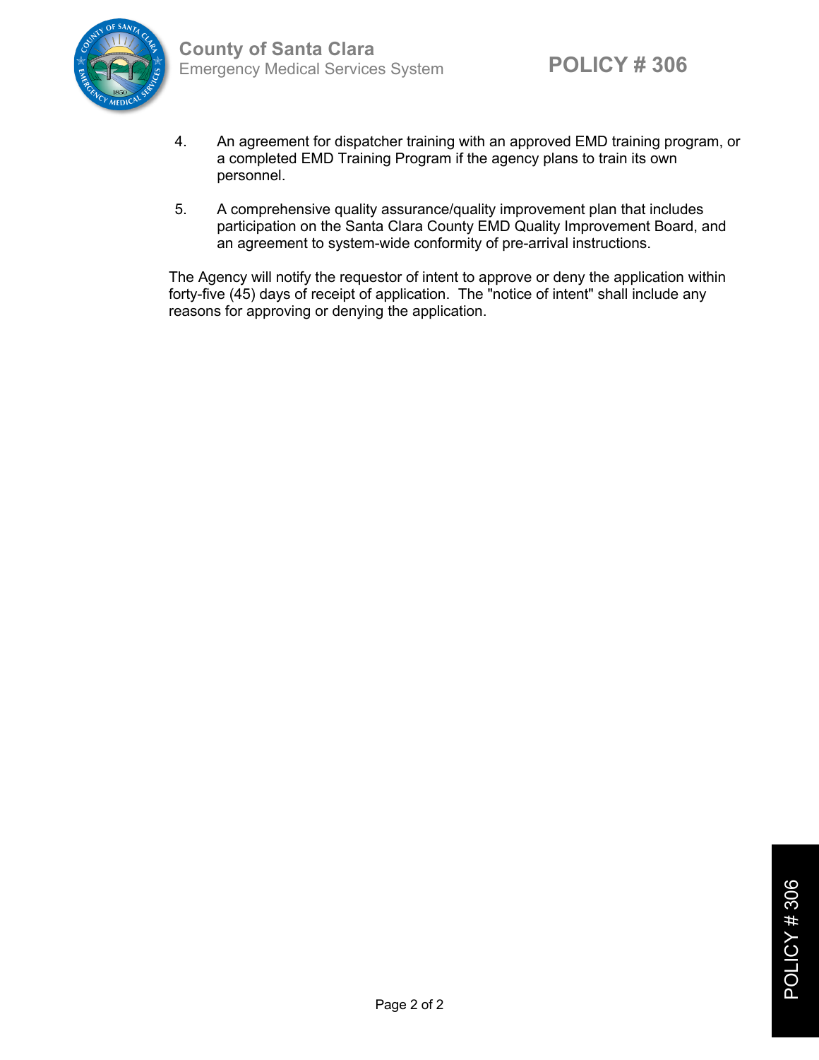4. An agreement for dispatcher training with an approved EMD training program, or a completed EMD Training Program if the agency plans to train its own personnel.

5. A comprehensive quality assurance/quality improvement plan that includes participation on the Santa Clara County EMD Quality Improvement Board, and an agreement to system-wide conformity of pre-arrival instructions.

The Agency will notify the requestor of intent to approve or deny the application within forty-five (45) days of receipt of application. The "notice of intent" shall include any reasons for approving or denying the application.